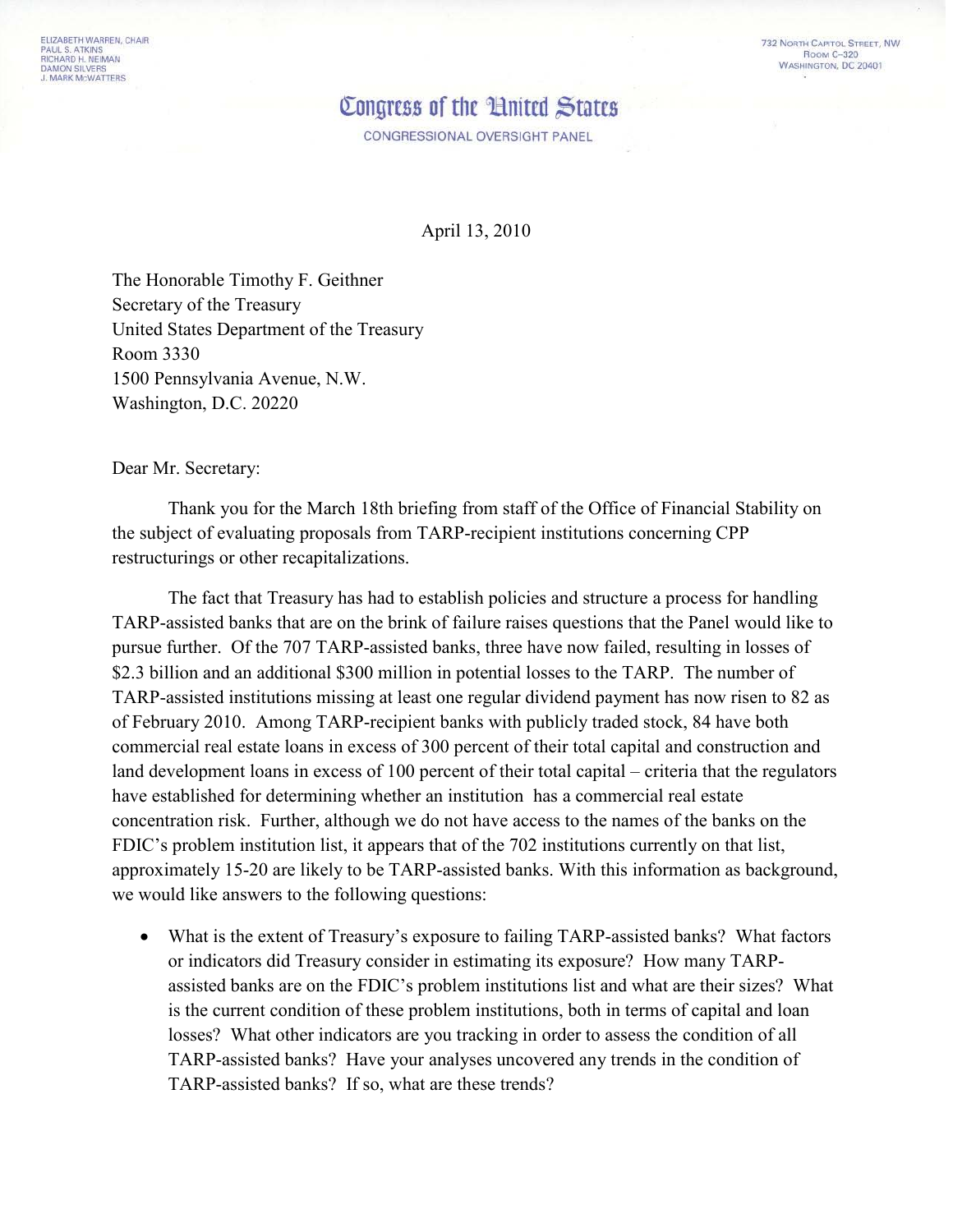ELIZABETH WARREN, CHAIR
PAUL S. ATKINS
RICHARD H. NEIMAN
DAMON SILVERS
J. MARK McWATTERS

732 NORTH CAPITOL STREET, NW
ROOM C-320
WASHINGTON, DC 20401

# Congress of the United States

CONGRESSIONAL OVERSIGHT PANEL

April 13, 2010

The Honorable Timothy F. Geithner
Secretary of the Treasury
United States Department of the Treasury
Room 3330
1500 Pennsylvania Avenue, N.W.
Washington, D.C. 20220

Dear Mr. Secretary:

Thank you for the March 18th briefing from staff of the Office of Financial Stability on the subject of evaluating proposals from TARP-recipient institutions concerning CPP restructurings or other recapitalizations.

The fact that Treasury has had to establish policies and structure a process for handling TARP-assisted banks that are on the brink of failure raises questions that the Panel would like to pursue further. Of the 707 TARP-assisted banks, three have now failed, resulting in losses of $2.3 billion and an additional $300 million in potential losses to the TARP. The number of TARP-assisted institutions missing at least one regular dividend payment has now risen to 82 as of February 2010. Among TARP-recipient banks with publicly traded stock, 84 have both commercial real estate loans in excess of 300 percent of their total capital and construction and land development loans in excess of 100 percent of their total capital – criteria that the regulators have established for determining whether an institution has a commercial real estate concentration risk. Further, although we do not have access to the names of the banks on the FDIC's problem institution list, it appears that of the 702 institutions currently on that list, approximately 15-20 are likely to be TARP-assisted banks. With this information as background, we would like answers to the following questions:

- What is the extent of Treasury's exposure to failing TARP-assisted banks? What factors or indicators did Treasury consider in estimating its exposure? How many TARP-assisted banks are on the FDIC's problem institutions list and what are their sizes? What is the current condition of these problem institutions, both in terms of capital and loan losses? What other indicators are you tracking in order to assess the condition of all TARP-assisted banks? Have your analyses uncovered any trends in the condition of TARP-assisted banks? If so, what are these trends?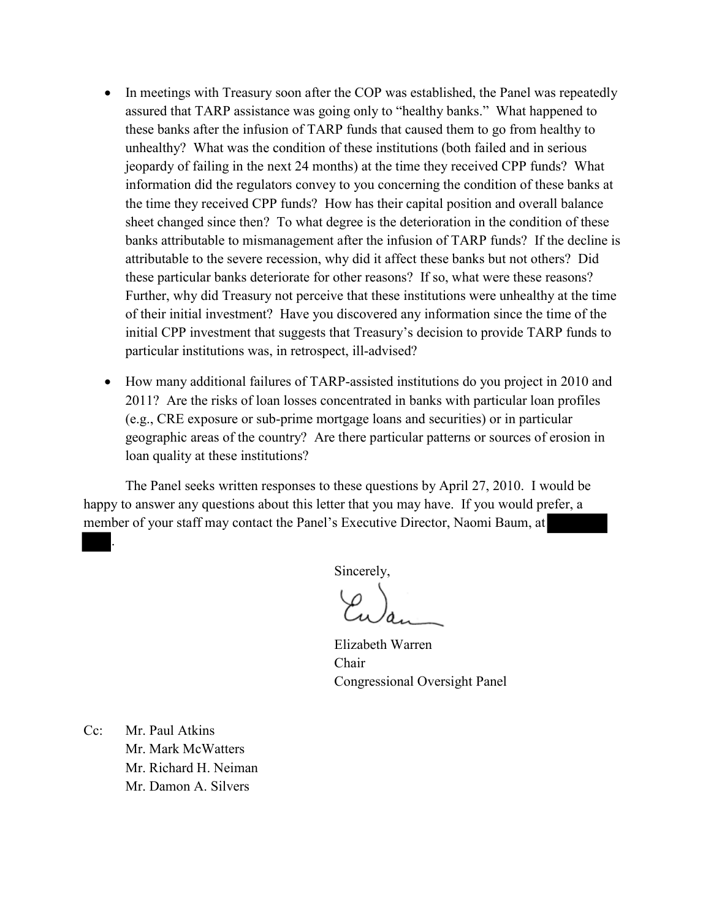- In meetings with Treasury soon after the COP was established, the Panel was repeatedly assured that TARP assistance was going only to "healthy banks." What happened to these banks after the infusion of TARP funds that caused them to go from healthy to unhealthy? What was the condition of these institutions (both failed and in serious jeopardy of failing in the next 24 months) at the time they received CPP funds? What information did the regulators convey to you concerning the condition of these banks at the time they received CPP funds? How has their capital position and overall balance sheet changed since then? To what degree is the deterioration in the condition of these banks attributable to mismanagement after the infusion of TARP funds? If the decline is attributable to the severe recession, why did it affect these banks but not others? Did these particular banks deteriorate for other reasons? If so, what were these reasons? Further, why did Treasury not perceive that these institutions were unhealthy at the time of their initial investment? Have you discovered any information since the time of the initial CPP investment that suggests that Treasury's decision to provide TARP funds to particular institutions was, in retrospect, ill-advised?
- How many additional failures of TARP-assisted institutions do you project in 2010 and 2011? Are the risks of loan losses concentrated in banks with particular loan profiles (e.g., CRE exposure or sub-prime mortgage loans and securities) or in particular geographic areas of the country? Are there particular patterns or sources of erosion in loan quality at these institutions?

The Panel seeks written responses to these questions by April 27, 2010. I would be happy to answer any questions about this letter that you may have. If you would prefer, a member of your staff may contact the Panel's Executive Director, Naomi Baum, at [REDACTED].

Sincerely,

Elizabeth Warren
Chair
Congressional Oversight Panel

Cc: Mr. Paul Atkins
Mr. Mark McWatters
Mr. Richard H. Neiman
Mr. Damon A. Silvers